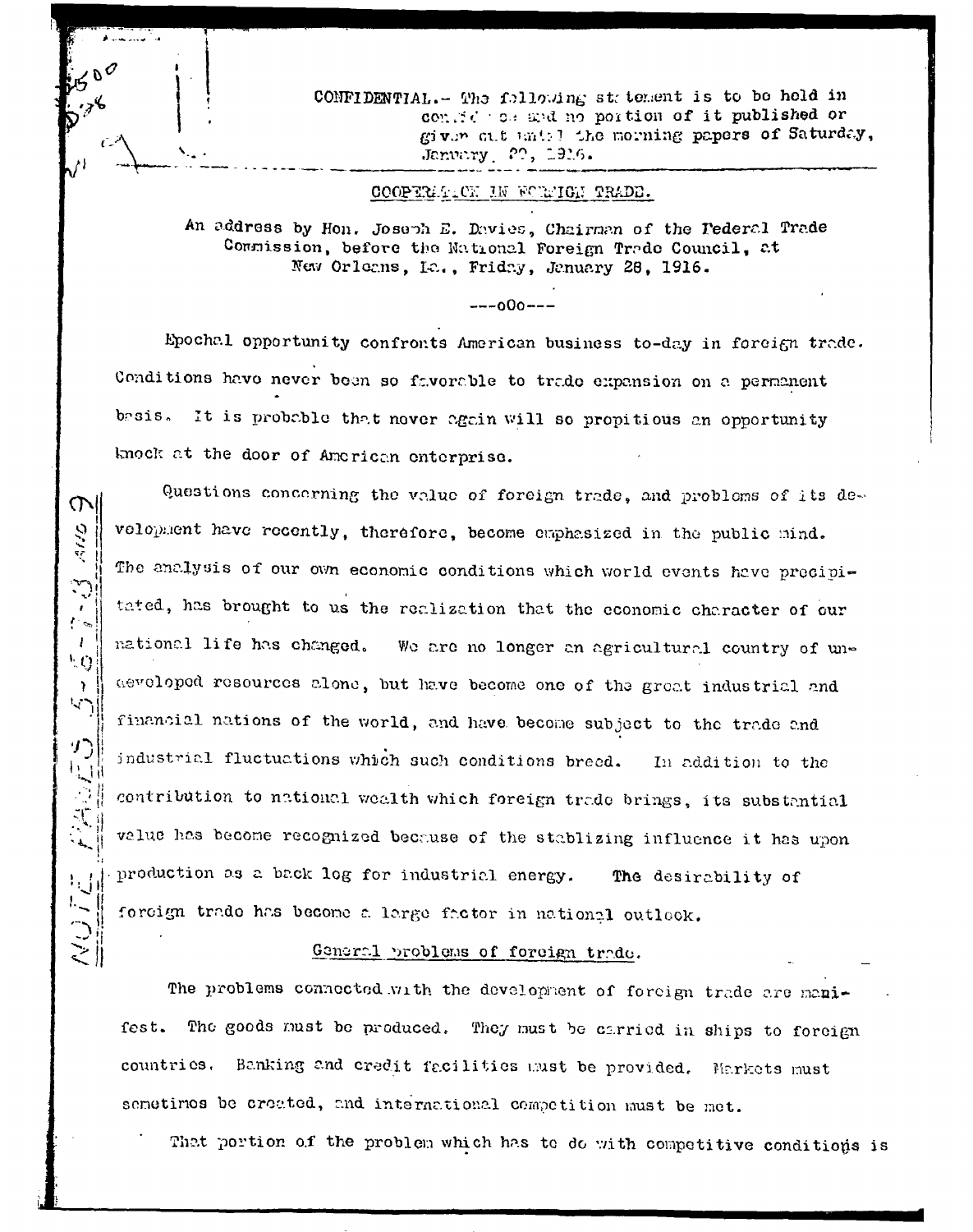CONFIDENTIAL.- The following statement is to be held in confidence and no portion of it published or given out until the morning papers of Saturday, January 29, 1916.

## COOPERATION IN FOREIGN TRADE.

An address by Hon. Joseph E. Davies, Chairman of the Federal Trade Commission, before the National Foreign Trade Council, at New Orleans, La., Friday, January 28, 1916.

---o0o---

Epochal opportunity confronts American business to-day in foreign trade. Conditions have never been so favorable to trade expansion on a permanent basis. It is probable that never again will so propitious an opportunity knock at the door of American enterprise.

Questions concerning the value of foreign trade, and problems of its development have recently, therefore, become emphasized in the public mind. The analysis of our own economic conditions which world events have precipitated, has brought to us the realization that the economic character of our national life has changed. We are no longer an agricultural country of undeveloped resources alone, but have become one of the great industrial and financial nations of the world, and have become subject to the trade and industrial fluctuations which such conditions breed. In addition to the contribution to national wealth which foreign trade brings, its substantial value has become recognized because of the stablizing influence it has upon production as a back log for industrial energy. The desirability of foreign trade has become a large factor in national outlook.

### General problems of foreign trade.

The problems connected with the development of foreign trade are manifest. The goods must be produced. They must be carried in ships to foreign countries. Banking and credit facilities must be provided. Markets must sometimes be created, and international competition must be met.

That portion of the problem which has to do with competitive conditions is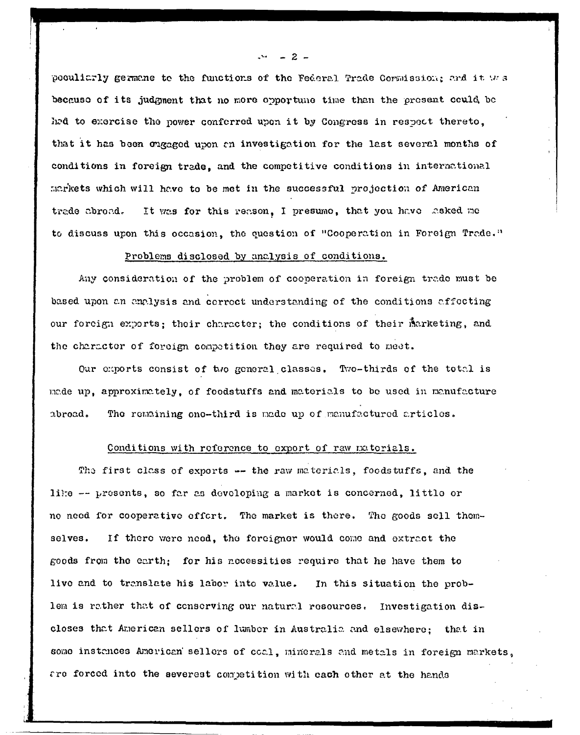peculiarly germane to the functions of the Federal Trade Commission; and it was because of its judgment that no more opportune time than the present could be had to exercise the power conferred upon it by Congress in respect thereto, that it has been engaged upon an investigation for the last several months of conditions in foreign trade, and the competitive conditions in international markets which will have to be met in the successful projection of American trade abroad. It was for this reason, I presume, that you have asked me to discuss upon this occasion, the question of "Cooperation in Foreign Trade."

Problems disclosed by analysis of conditions.

Any consideration of the problem of cooperation in foreign trade must be based upon an analysis and correct understanding of the conditions affecting our foreign exports; their character; the conditions of their marketing, and the character of foreign competition they are required to meet.

Our exports consist of two general classes. Two-thirds of the total is made up, approximately, of foodstuffs and materials to be used in manufacture abroad. The remaining one-third is made up of manufactured articles.

Conditions with reference to export of raw materials.

The first class of exports -- the raw materials, foodstuffs, and the like -- presents, so far as developing a market is concerned, little or no need for cooperative effort. The market is there. The goods sell themselves. If there were need, the foreigner would come and extract the goods from the earth; for his necessities require that he have them to live and to translate his labor into value. In this situation the problem is rather that of conserving our natural resources. Investigation discloses that American sellers of lumber in Australia and elsewhere; that in some instances American sellers of coal, minerals and metals in foreign markets, are forced into the severest competition with each other at the hands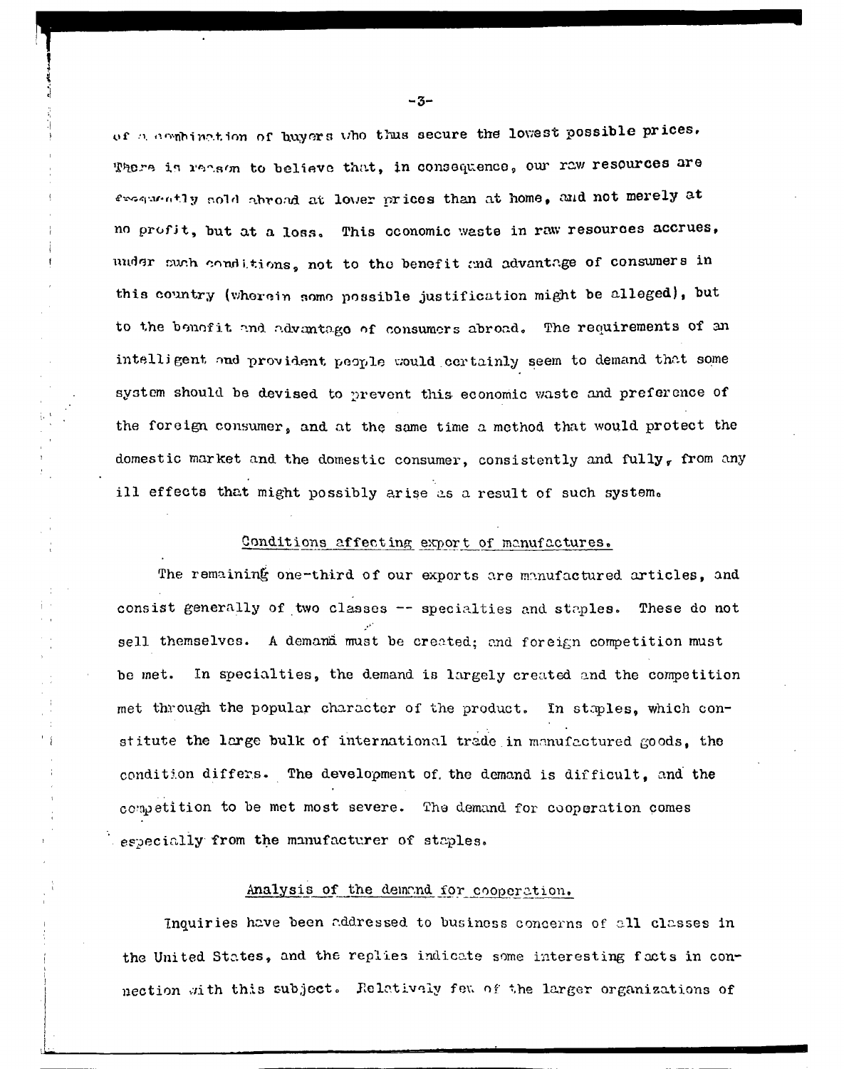of a combination of buyers who thus secure the lowest possible prices. There is reason to believe that, in consequence, our raw resources are frequently sold abroad at lower prices than at home, and not merely at no profit, but at a loss. This economic waste in raw resources accrues, under such conditions, not to the benefit and advantage of consumers in this country (wherein some possible justification might be alleged), but to the benefit and advantage of consumers abroad. The requirements of an intelligent and provident people would certainly seem to demand that some system should be devised to prevent this economic waste and preference of the foreign consumer, and at the same time a method that would protect the domestic market and the domestic consumer, consistently and fully, from any ill effects that might possibly arise as a result of such system.

## Conditions affecting export of manufactures.

The remaining one-third of our exports are manufactured articles, and consist generally of two classes -- specialties and staples. These do not sell themselves. A demand must be created; and foreign competition must be met. In specialties, the demand is largely created and the competition met through the popular character of the product. In staples, which constitute the large bulk of international trade in manufactured goods, the condition differs. The development of the demand is difficult, and the competition to be met most severe. The demand for cooperation comes especially from the manufacturer of staples.

## Analysis of the demand for cooperation.

Inquiries have been addressed to business concerns of all classes in the United States, and the replies indicate some interesting facts in connection with this subject. Relatively few of the larger organizations of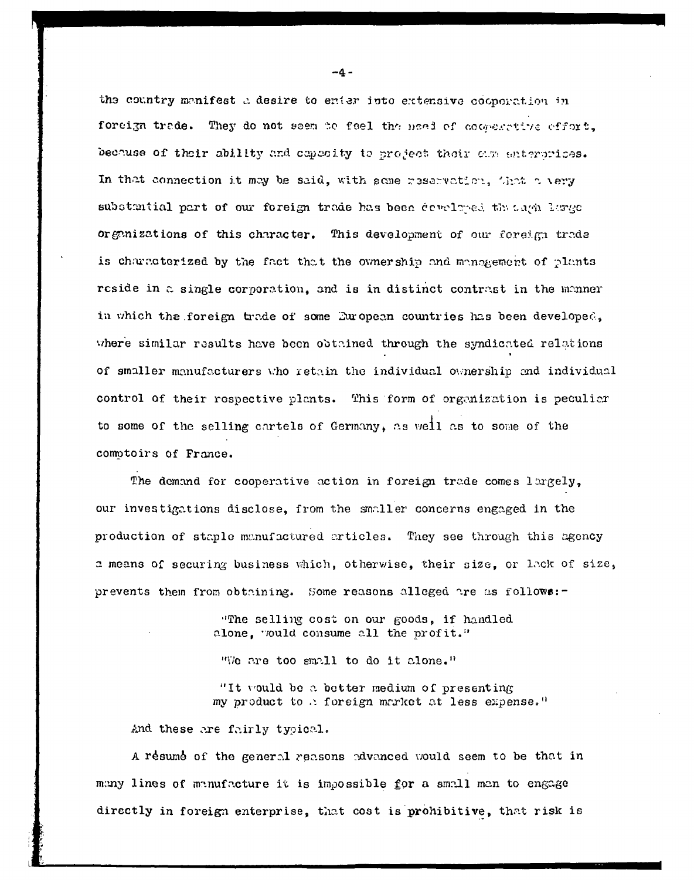the country manifest a desire to enter into extensive cooperation in foreign trade. They do not seem to feel the need of cooperative effort, because of their ability and capacity to project their own enterprises. In that connection it may be said, with some reservation, that a very substantial part of our foreign trade has been developed through large organizations of this character. This development of our foreign trade is characterized by the fact that the ownership and management of plants reside in a single corporation, and is in distinct contrast in the manner in which the foreign trade of some European countries has been developed, where similar results have been obtained through the syndicated relations of smaller manufacturers who retain the individual ownership and individual control of their respective plants. This form of organization is peculiar to some of the selling cartels of Germany, as well as to some of the comptoirs of France.

The demand for cooperative action in foreign trade comes largely, our investigations disclose, from the smaller concerns engaged in the production of staple manufactured articles. They see through this agency a means of securing business which, otherwise, their size, or lack of size, prevents them from obtaining. Some reasons alleged are as follows:-

> "The selling cost on our goods, if handled alone, would consume all the profit."
>
> "We are too small to do it alone."
>
> "It would be a better medium of presenting my product to a foreign market at less expense."

And these are fairly typical.

A résumé of the general reasons advanced would seem to be that in many lines of manufacture it is impossible for a small man to engage directly in foreign enterprise, that cost is prohibitive, that risk is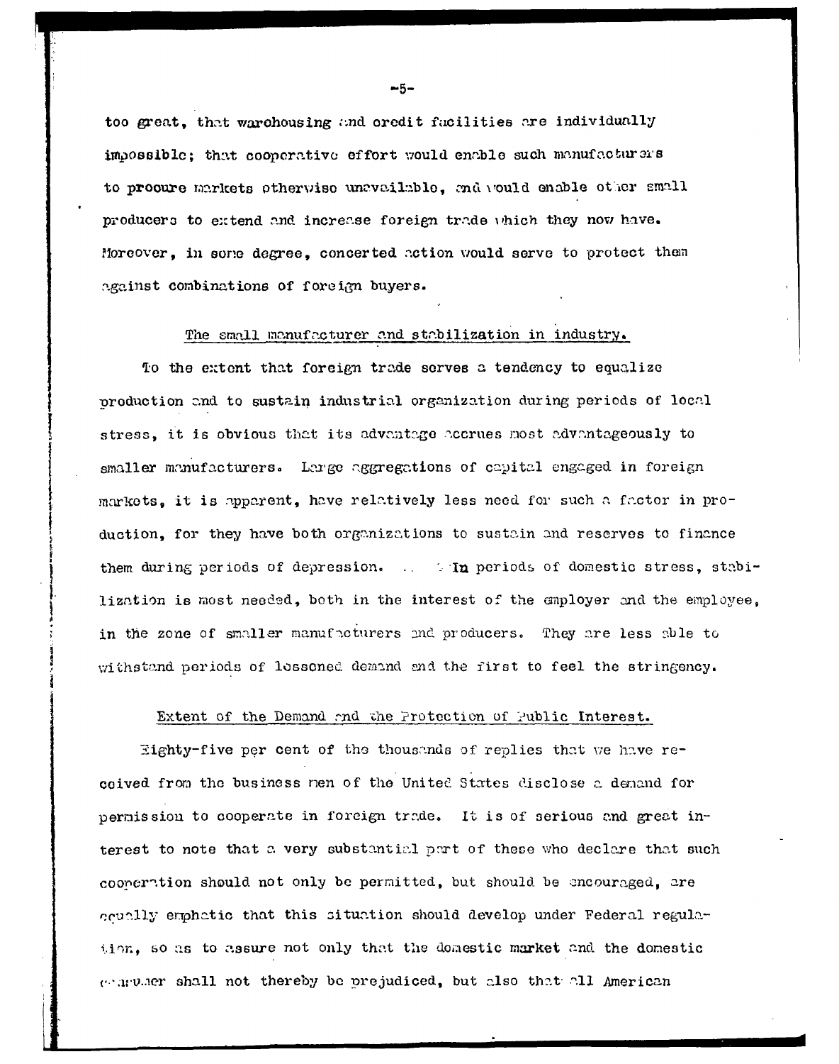too great, that warehousing and credit facilities are individually impossible; that cooperative effort would enable such manufacturers to procure markets otherwise unavailable, and would enable other small producers to extend and increase foreign trade which they now have. Moreover, in some degree, concerted action would serve to protect them against combinations of foreign buyers.

## The small manufacturer and stabilization in industry.

To the extent that foreign trade serves a tendency to equalize production and to sustain industrial organization during periods of local stress, it is obvious that its advantage accrues most advantageously to smaller manufacturers. Large aggregations of capital engaged in foreign markets, it is apparent, have relatively less need for such a factor in production, for they have both organizations to sustain and reserves to finance them during periods of depression. ... In periods of domestic stress, stabilization is most needed, both in the interest of the employer and the employee, in the zone of smaller manufacturers and producers. They are less able to withstand periods of lessened demand and the first to feel the stringency.

## Extent of the Demand and the Protection of Public Interest.

Eighty-five per cent of the thousands of replies that we have received from the business men of the United States disclose a demand for permission to cooperate in foreign trade. It is of serious and great interest to note that a very substantial part of these who declare that such cooperation should not only be permitted, but should be encouraged, are equally emphatic that this situation should develop under Federal regulation, so as to assure not only that the domestic market and the domestic consumer shall not thereby be prejudiced, but also that all American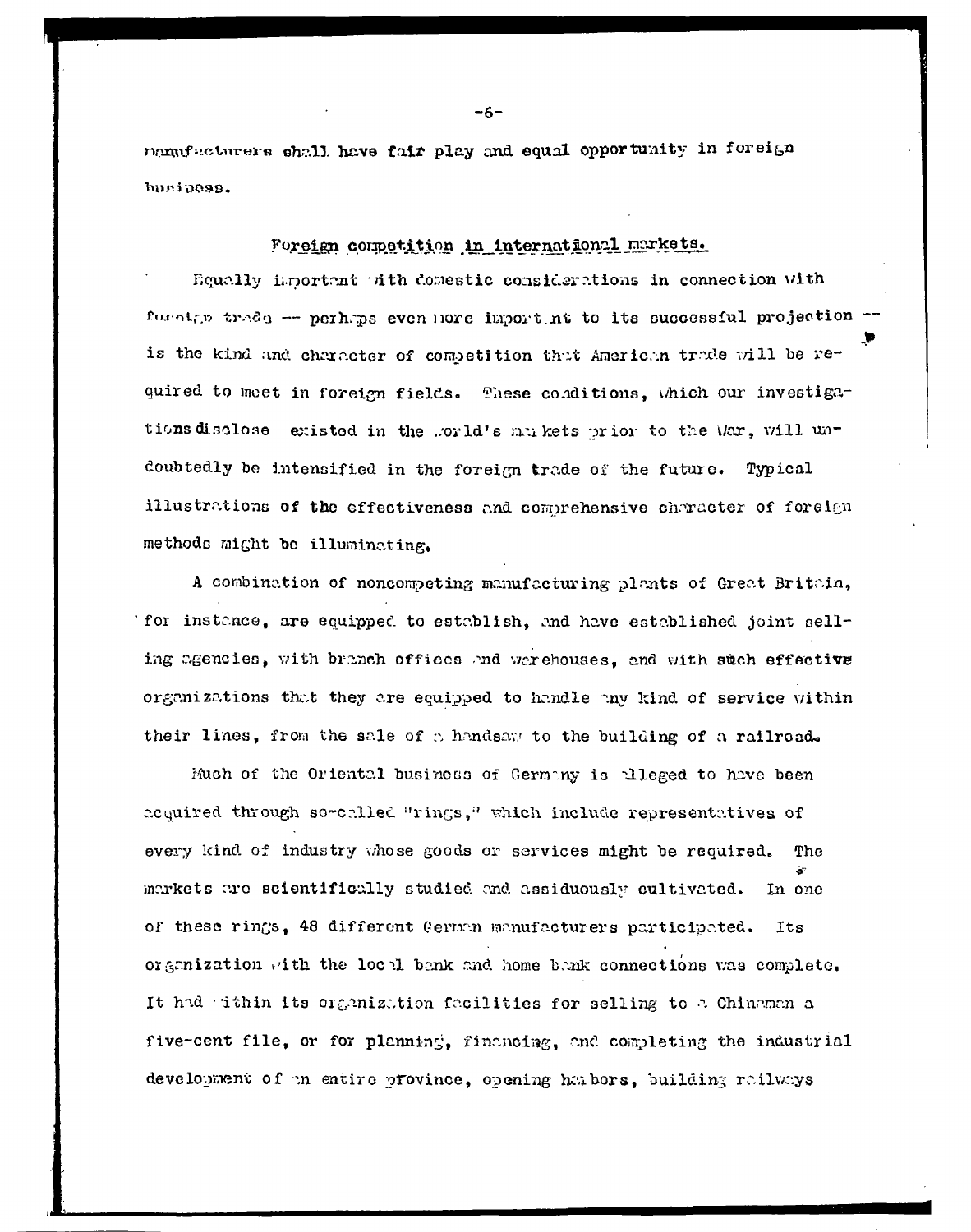manufacturers shall have fair play and equal opportunity in foreign business.

## Foreign competition in international markets.

Equally important with domestic considerations in connection with foreign trade -- perhaps even more important to its successful projection -- is the kind and character of competition that American trade will be required to meet in foreign fields. These conditions, which our investigations disclose existed in the world's markets prior to the War, will undoubtedly be intensified in the foreign trade of the future. Typical illustrations of the effectiveness and comprehensive character of foreign methods might be illuminating.

A combination of noncompeting manufacturing plants of Great Britain, for instance, are equipped to establish, and have established joint selling agencies, with branch offices and warehouses, and with such effective organizations that they are equipped to handle any kind of service within their lines, from the sale of a handsaw to the building of a railroad.

Much of the Oriental business of Germany is alleged to have been acquired through so-called "rings," which include representatives of every kind of industry whose goods or services might be required. The markets are scientifically studied and assiduously cultivated. In one of these rings, 48 different German manufacturers participated. Its organization with the local bank and home bank connections was complete. It had within its organization facilities for selling to a Chinaman a five-cent file, or for planning, financing, and completing the industrial development of an entire province, opening harbors, building railways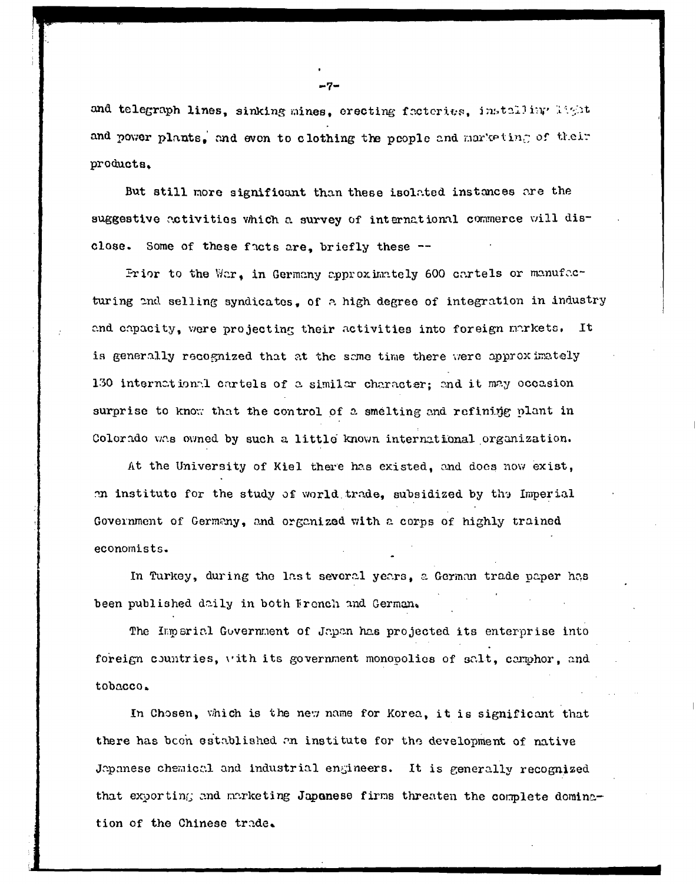and telegraph lines, sinking mines, erecting factories, installing light and power plants, and even to clothing the people and marketing of their products.

But still more significant than these isolated instances are the suggestive activities which a survey of international commerce will disclose. Some of these facts are, briefly these --

Prior to the War, in Germany approximately 600 cartels or manufacturing and selling syndicates, of a high degree of integration in industry and capacity, were projecting their activities into foreign markets. It is generally recognized that at the same time there were approximately 130 international cartels of a similar character; and it may occasion surprise to know that the control of a smelting and refining plant in Colorado was owned by such a little known international organization.

At the University of Kiel there has existed, and does now exist, an institute for the study of world trade, subsidized by the Imperial Government of Germany, and organized with a corps of highly trained economists.

In Turkey, during the last several years, a German trade paper has been published daily in both French and German.

The Imperial Government of Japan has projected its enterprise into foreign countries, with its government monopolies of salt, camphor, and tobacco.

In Chosen, which is the new name for Korea, it is significant that there has been established an institute for the development of native Japanese chemical and industrial engineers. It is generally recognized that exporting and marketing Japanese firms threaten the complete domination of the Chinese trade.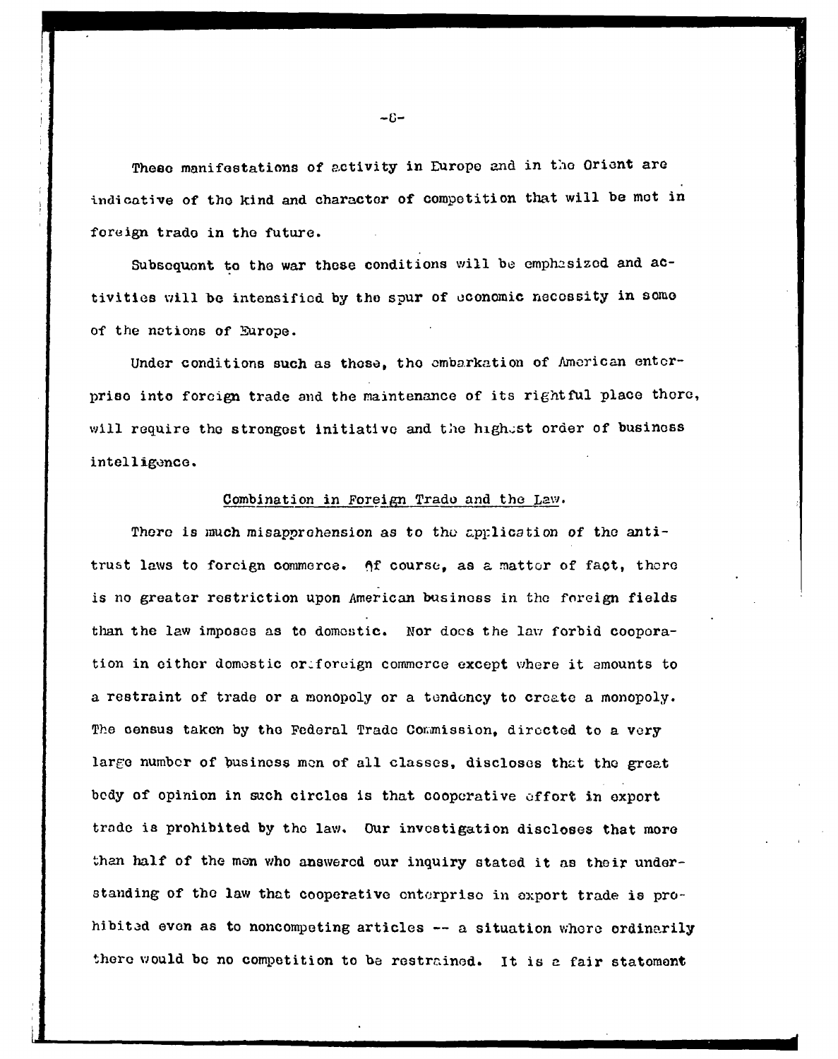These manifestations of activity in Europe and in the Orient are indicative of the kind and character of competition that will be met in foreign trade in the future.

Subsequent to the war these conditions will be emphasized and activities will be intensified by the spur of economic necessity in some of the nations of Europe.

Under conditions such as these, the embarkation of American enterprise into foreign trade and the maintenance of its rightful place there, will require the strongest initiative and the highest order of business intelligence.

## Combination in Foreign Trade and the Law.

There is much misapprehension as to the application of the anti-trust laws to foreign commerce. Of course, as a matter of fact, there is no greater restriction upon American business in the foreign fields than the law imposes as to domestic. Nor does the law forbid cooperation in either domestic or foreign commerce except where it amounts to a restraint of trade or a monopoly or a tendency to create a monopoly. The census taken by the Federal Trade Commission, directed to a very large number of business men of all classes, discloses that the great body of opinion in such circles is that cooperative effort in export trade is prohibited by the law. Our investigation discloses that more than half of the men who answered our inquiry stated it as their understanding of the law that cooperative enterprise in export trade is prohibited even as to noncompeting articles -- a situation where ordinarily there would be no competition to be restrained. It is a fair statement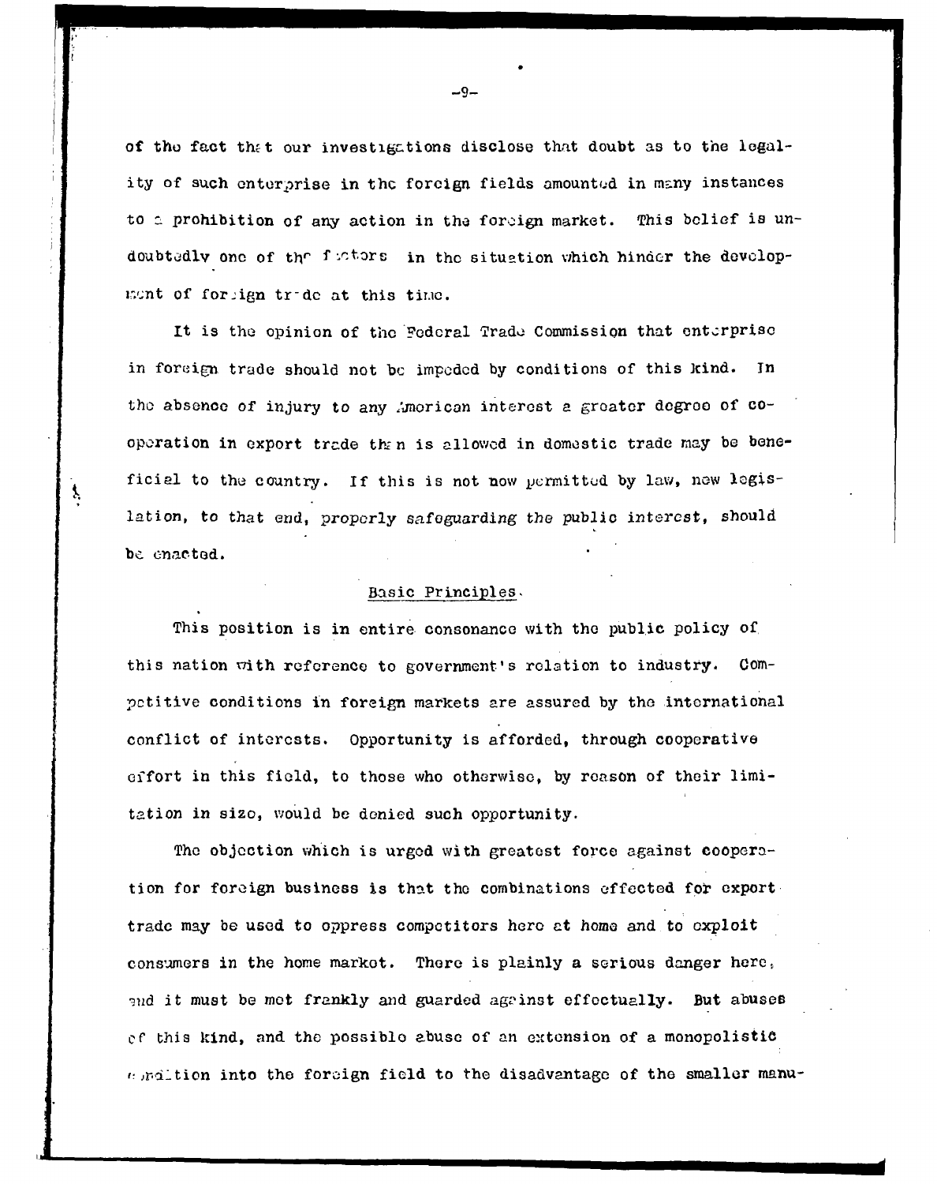of the fact that our investigations disclose that doubt as to the legality of such enterprise in the foreign fields amounted in many instances to a prohibition of any action in the foreign market. This belief is undoubtedly one of the factors in the situation which hinder the development of foreign trade at this time.

It is the opinion of the Federal Trade Commission that enterprise in foreign trade should not be impeded by conditions of this kind. In the absence of injury to any American interest a greater degree of cooperation in export trade than is allowed in domestic trade may be beneficial to the country. If this is not now permitted by law, new legislation, to that end, properly safeguarding the public interest, should be enacted.

## Basic Principles.

This position is in entire consonance with the public policy of this nation with reference to government's relation to industry. Competitive conditions in foreign markets are assured by the international conflict of interests. Opportunity is afforded, through cooperative effort in this field, to those who otherwise, by reason of their limitation in size, would be denied such opportunity.

The objection which is urged with greatest force against cooperation for foreign business is that the combinations effected for export trade may be used to oppress competitors here at home and to exploit consumers in the home market. There is plainly a serious danger here, and it must be met frankly and guarded against effectually. But abuses of this kind, and the possible abuse of an extension of a monopolistic condition into the foreign field to the disadvantage of the smaller manu-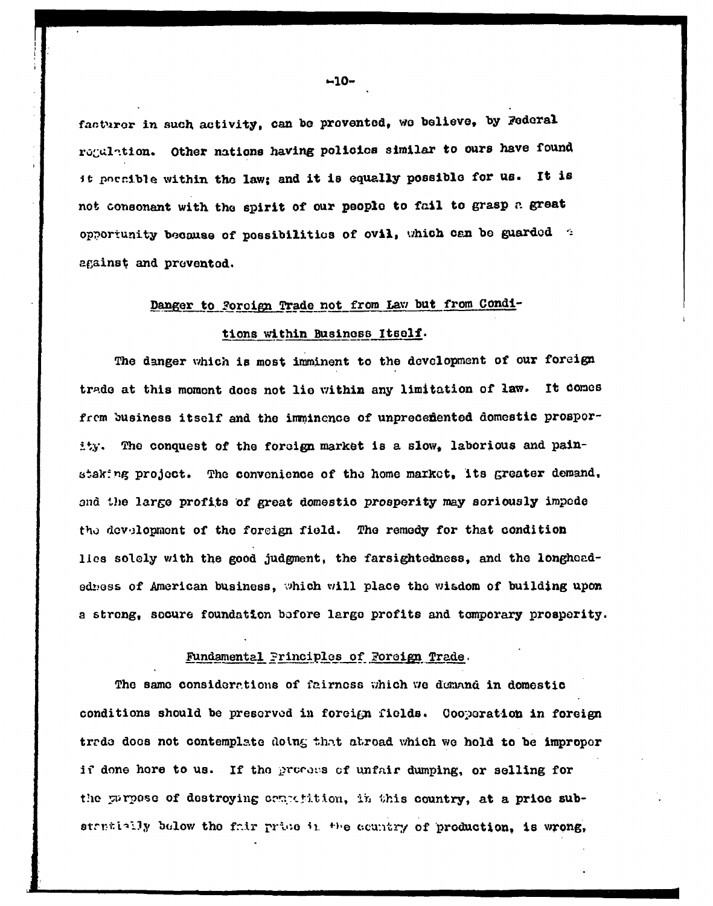facturer in such activity, can be prevented, we believe, by Federal regulation. Other nations having policies similar to ours have found it possible within the law; and it is equally possible for us. It is not consonant with the spirit of our people to fail to grasp a great opportunity because of possibilities of evil, which can be guarded against and prevented.

## Danger to Foreign Trade not from Law but from Conditions within Business Itself.

The danger which is most imminent to the development of our foreign trade at this moment does not lie within any limitation of law. It comes from business itself and the imminence of unprecedented domestic prosperity. The conquest of the foreign market is a slow, laborious and painstaking project. The convenience of the home market, its greater demand, and the large profits of great domestic prosperity may seriously impede the development of the foreign field. The remedy for that condition lies solely with the good judgment, the farsightedness, and the longheadedness of American business, which will place the wisdom of building upon a strong, secure foundation before large profits and temporary prosperity.

## Fundamental Principles of Foreign Trade.

The same considerations of fairness which we demand in domestic conditions should be preserved in foreign fields. Cooperation in foreign trade does not contemplate doing that abroad which we hold to be improper if done here to us. If the process of unfair dumping, or selling for the purpose of destroying competition, in this country, at a price substantially below the fair price in the country of production, is wrong,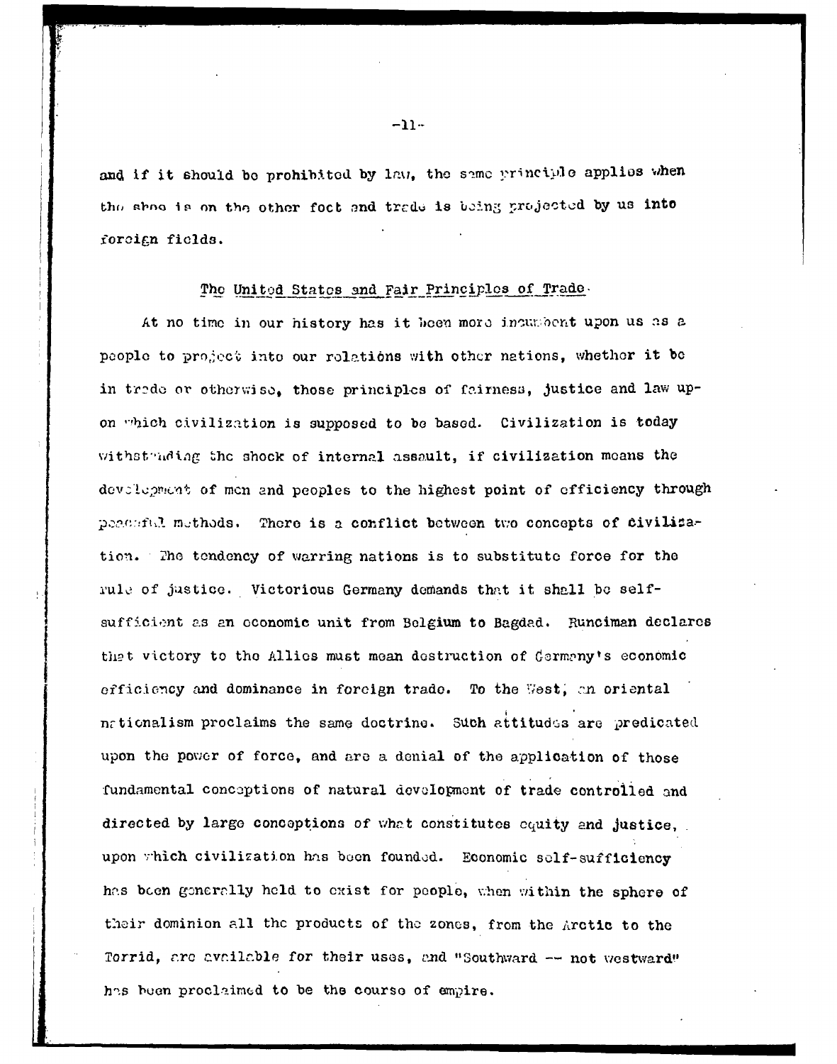and if it should be prohibited by law, the same principle applies when the shoe is on the other foot and trade is being projected by us into foreign fields.

## The United States and Fair Principles of Trade.

At no time in our history has it been more incumbent upon us as a people to project into our relations with other nations, whether it be in trade or otherwise, those principles of fairness, justice and law upon which civilization is supposed to be based. Civilization is today withstanding the shock of internal assault, if civilization means the development of men and peoples to the highest point of efficiency through peaceful methods. There is a conflict between two concepts of civilization. The tendency of warring nations is to substitute force for the rule of justice. Victorious Germany demands that it shall be self-sufficient as an economic unit from Belgium to Bagdad. Runciman declares that victory to the Allies must mean destruction of Germany's economic efficiency and dominance in foreign trade. To the West, an oriental nationalism proclaims the same doctrine. Such attitudes are predicated upon the power of force, and are a denial of the application of those fundamental conceptions of natural development of trade controlled and directed by large conceptions of what constitutes equity and justice, upon which civilization has been founded. Economic self-sufficiency has been generally held to exist for people, when within the sphere of their dominion all the products of the zones, from the Arctic to the Torrid, are available for their uses, and "Southward -- not westward" has been proclaimed to be the course of empire.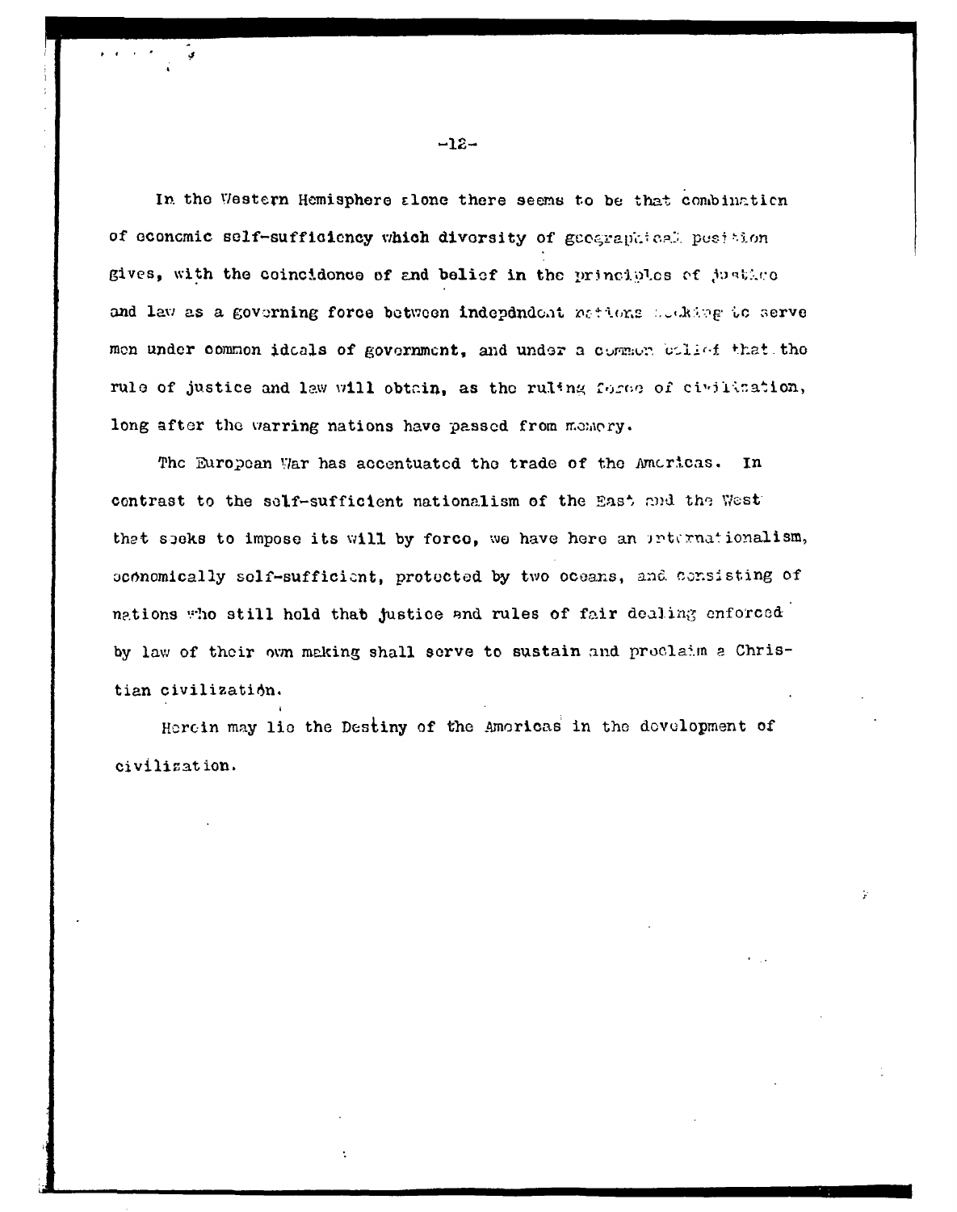In the Western Hemisphere alone there seems to be that combination of economic self-sufficiency which diversity of geographical position gives, with the coincidence of and belief in the principles of justice and law as a governing force between independent nations seeking to serve men under common ideals of government, and under a common belief that the rule of justice and law will obtain, as the ruling force of civilization, long after the warring nations have passed from memory.

The European War has accentuated the trade of the Americas. In contrast to the self-sufficient nationalism of the East and the West that seeks to impose its will by force, we have here an internationalism, economically self-sufficient, protected by two oceans, and consisting of nations who still hold that justice and rules of fair dealing enforced by law of their own making shall serve to sustain and proclaim a Christian civilization.

Herein may lie the Destiny of the Americas in the development of civilization.